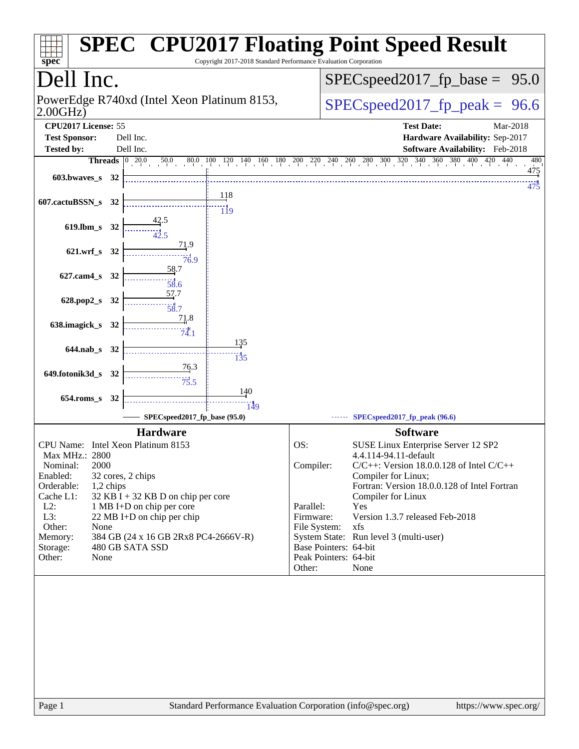# SPEC CPU2017 Floating Point Speed Result

Copyright 2017-2018 Standard Performance Evaluation Corporation

## Dell Inc.

PowerEdge R740xd (Intel Xeon Platinum 8153, 2.00GHz)

SPECspeed2017_fp_base = 95.0

SPECspeed2017_fp_peak = 96.6

| | | | |
|---|---|---|---|
| **CPU2017 License:** | 55 | **Test Date:** | Mar-2018 |
| **Test Sponsor:** | Dell Inc. | **Hardware Availability:** | Sep-2017 |
| **Tested by:** | Dell Inc. | **Software Availability:** | Feb-2018 |

| Benchmark | Threads | Base | Peak |
|---|---|---|---|
| 603.bwaves_s | 32 | 475 | 475 |
| 607.cactuBSSN_s | 32 | 118 | 119 |
| 619.lbm_s | 32 | 42.5 | 42.5 |
| 621.wrf_s | 32 | 71.9 | 76.9 |
| 627.cam4_s | 32 | 58.7 | 58.6 |
| 628.pop2_s | 32 | 57.7 | 58.7 |
| 638.imagick_s | 32 | 71.8 | 74.1 |
| 644.nab_s | 32 | 135 | 135 |
| 649.fotonik3d_s | 32 | 76.3 | 75.5 |
| 654.roms_s | 32 | 140 | 149 |

SPECspeed2017_fp_base (95.0) — SPECspeed2017_fp_peak (96.6)

### Hardware

| | |
|---|---|
| CPU Name: | Intel Xeon Platinum 8153 |
| Max MHz.: | 2800 |
| Nominal: | 2000 |
| Enabled: | 32 cores, 2 chips |
| Orderable: | 1,2 chips |
| Cache L1: | 32 KB I + 32 KB D on chip per core |
| L2: | 1 MB I+D on chip per core |
| L3: | 22 MB I+D on chip per chip |
| Other: | None |
| Memory: | 384 GB (24 x 16 GB 2Rx8 PC4-2666V-R) |
| Storage: | 480 GB SATA SSD |
| Other: | None |

### Software

| | |
|---|---|
| OS: | SUSE Linux Enterprise Server 12 SP2 4.4.114-94.11-default |
| Compiler: | C/C++: Version 18.0.0.128 of Intel C/C++ Compiler for Linux; Fortran: Version 18.0.0.128 of Intel Fortran Compiler for Linux |
| Parallel: | Yes |
| Firmware: | Version 1.3.7 released Feb-2018 |
| File System: | xfs |
| System State: | Run level 3 (multi-user) |
| Base Pointers: | 64-bit |
| Peak Pointers: | 64-bit |
| Other: | None |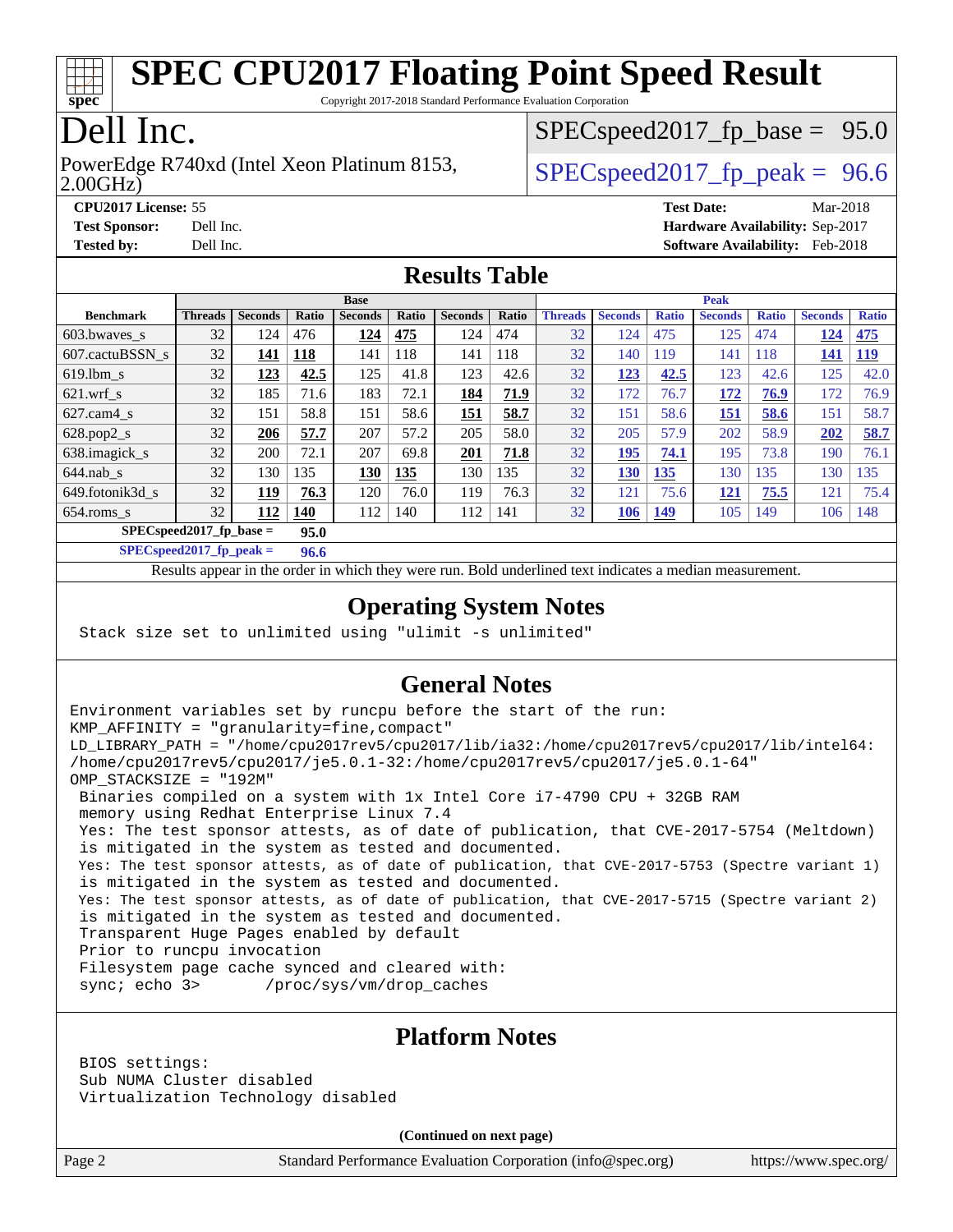# SPEC CPU2017 Floating Point Speed Result

Copyright 2017-2018 Standard Performance Evaluation Corporation

# Dell Inc.

PowerEdge R740xd (Intel Xeon Platinum 8153, 2.00GHz)

SPECspeed2017_fp_base = 95.0

SPECspeed2017_fp_peak = 96.6

**CPU2017 License:** 55
**Test Sponsor:** Dell Inc.
**Tested by:** Dell Inc.
**Test Date:** Mar-2018
**Hardware Availability:** Sep-2017
**Software Availability:** Feb-2018

## Results Table

| Benchmark | Base | | | | | | | Peak | | | | | | |
|---|---|---|---|---|---|---|---|---|---|---|---|---|---|---|
| | Threads | Seconds | Ratio | Seconds | Ratio | Seconds | Ratio | Threads | Seconds | Ratio | Seconds | Ratio | Seconds | Ratio |
| 603.bwaves_s | 32 | 124 | 476 | **124** | **475** | 124 | 474 | 32 | 124 | 475 | 125 | 474 | **124** | **475** |
| 607.cactuBSSN_s | 32 | **141** | **118** | 141 | 118 | 141 | 118 | 32 | 140 | 119 | 141 | 118 | **141** | **119** |
| 619.lbm_s | 32 | **123** | **42.5** | 125 | 41.8 | 123 | 42.6 | 32 | **123** | **42.5** | 123 | 42.6 | 125 | 42.0 |
| 621.wrf_s | 32 | 185 | 71.6 | 183 | 72.1 | **184** | **71.9** | 32 | 172 | 76.7 | **172** | **76.9** | 172 | 76.9 |
| 627.cam4_s | 32 | 151 | 58.8 | 151 | 58.6 | **151** | **58.7** | 32 | 151 | 58.6 | **151** | **58.6** | 151 | 58.7 |
| 628.pop2_s | 32 | **206** | **57.7** | 207 | 57.2 | 205 | 58.0 | 32 | 205 | 57.9 | 202 | 58.9 | **202** | **58.7** |
| 638.imagick_s | 32 | 200 | 72.1 | 207 | 69.8 | **201** | **71.8** | 32 | **195** | **74.1** | 195 | 73.8 | 190 | 76.1 |
| 644.nab_s | 32 | 130 | 135 | **130** | **135** | 130 | 135 | 32 | **130** | **135** | 130 | 135 | 130 | 135 |
| 649.fotonik3d_s | 32 | **119** | **76.3** | 120 | 76.0 | 119 | 76.3 | 32 | 121 | 75.6 | **121** | **75.5** | 121 | 75.4 |
| 654.roms_s | 32 | **112** | **140** | 112 | 140 | 112 | 141 | 32 | **106** | **149** | 105 | 149 | 106 | 148 |

SPECspeed2017_fp_base = **95.0**

SPECspeed2017_fp_peak = **96.6**

Results appear in the order in which they were run. Bold underlined text indicates a median measurement.

## Operating System Notes

```
Stack size set to unlimited using "ulimit -s unlimited"
```

## General Notes

```
Environment variables set by runcpu before the start of the run:
KMP_AFFINITY = "granularity=fine,compact"
LD_LIBRARY_PATH = "/home/cpu2017rev5/cpu2017/lib/ia32:/home/cpu2017rev5/cpu2017/lib/intel64:
/home/cpu2017rev5/cpu2017/je5.0.1-32:/home/cpu2017rev5/cpu2017/je5.0.1-64"
OMP_STACKSIZE = "192M"
 Binaries compiled on a system with 1x Intel Core i7-4790 CPU + 32GB RAM
 memory using Redhat Enterprise Linux 7.4
 Yes: The test sponsor attests, as of date of publication, that CVE-2017-5754 (Meltdown)
 is mitigated in the system as tested and documented.
 Yes: The test sponsor attests, as of date of publication, that CVE-2017-5753 (Spectre variant 1)
 is mitigated in the system as tested and documented.
 Yes: The test sponsor attests, as of date of publication, that CVE-2017-5715 (Spectre variant 2)
 is mitigated in the system as tested and documented.
 Transparent Huge Pages enabled by default
 Prior to runcpu invocation
 Filesystem page cache synced and cleared with:
 sync; echo 3>       /proc/sys/vm/drop_caches
```

## Platform Notes

```
BIOS settings:
Sub NUMA Cluster disabled
Virtualization Technology disabled
```

**(Continued on next page)**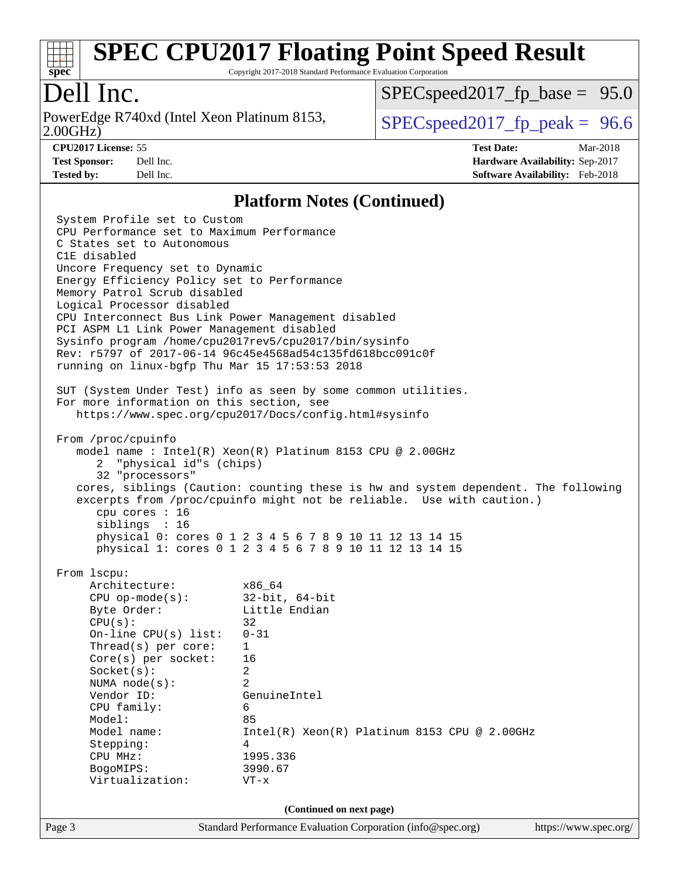# SPEC CPU2017 Floating Point Speed Result

Copyright 2017-2018 Standard Performance Evaluation Corporation

## Dell Inc.

PowerEdge R740xd (Intel Xeon Platinum 8153, 2.00GHz)

SPECspeed2017_fp_base = 95.0

SPECspeed2017_fp_peak = 96.6

**CPU2017 License:** 55
**Test Sponsor:** Dell Inc.
**Tested by:** Dell Inc.
**Test Date:** Mar-2018
**Hardware Availability:** Sep-2017
**Software Availability:** Feb-2018

### Platform Notes (Continued)

```
System Profile set to Custom
CPU Performance set to Maximum Performance
C States set to Autonomous
C1E disabled
Uncore Frequency set to Dynamic
Energy Efficiency Policy set to Performance
Memory Patrol Scrub disabled
Logical Processor disabled
CPU Interconnect Bus Link Power Management disabled
PCI ASPM L1 Link Power Management disabled
Sysinfo program /home/cpu2017rev5/cpu2017/bin/sysinfo
Rev: r5797 of 2017-06-14 96c45e4568ad54c135fd618bcc091c0f
running on linux-bgfp Thu Mar 15 17:53:53 2018

SUT (System Under Test) info as seen by some common utilities.
For more information on this section, see
   https://www.spec.org/cpu2017/Docs/config.html#sysinfo

From /proc/cpuinfo
   model name : Intel(R) Xeon(R) Platinum 8153 CPU @ 2.00GHz
      2  "physical id"s (chips)
      32 "processors"
   cores, siblings (Caution: counting these is hw and system dependent. The following
   excerpts from /proc/cpuinfo might not be reliable.  Use with caution.)
      cpu cores : 16
      siblings  : 16
      physical 0: cores 0 1 2 3 4 5 6 7 8 9 10 11 12 13 14 15
      physical 1: cores 0 1 2 3 4 5 6 7 8 9 10 11 12 13 14 15

From lscpu:
     Architecture:          x86_64
     CPU op-mode(s):        32-bit, 64-bit
     Byte Order:            Little Endian
     CPU(s):                32
     On-line CPU(s) list:   0-31
     Thread(s) per core:    1
     Core(s) per socket:    16
     Socket(s):             2
     NUMA node(s):          2
     Vendor ID:             GenuineIntel
     CPU family:            6
     Model:                 85
     Model name:            Intel(R) Xeon(R) Platinum 8153 CPU @ 2.00GHz
     Stepping:              4
     CPU MHz:               1995.336
     BogoMIPS:              3990.67
     Virtualization:        VT-x
```

(Continued on next page)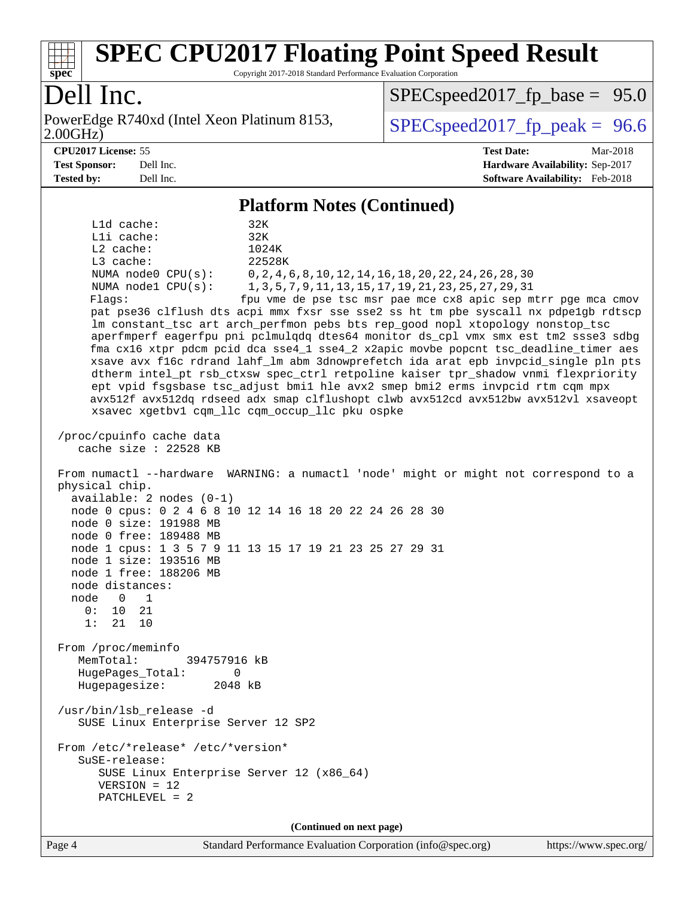# SPEC CPU2017 Floating Point Speed Result

Copyright 2017-2018 Standard Performance Evaluation Corporation

## Dell Inc.

PowerEdge R740xd (Intel Xeon Platinum 8153, 2.00GHz)

SPECspeed2017_fp_base = 95.0

SPECspeed2017_fp_peak = 96.6

**CPU2017 License:** 55
**Test Sponsor:** Dell Inc.
**Tested by:** Dell Inc.

**Test Date:** Mar-2018
**Hardware Availability:** Sep-2017
**Software Availability:** Feb-2018

### Platform Notes (Continued)

```
     L1d cache:             32K
     L1i cache:             32K
     L2 cache:              1024K
     L3 cache:              22528K
     NUMA node0 CPU(s):     0,2,4,6,8,10,12,14,16,18,20,22,24,26,28,30
     NUMA node1 CPU(s):     1,3,5,7,9,11,13,15,17,19,21,23,25,27,29,31
     Flags:                fpu vme de pse tsc msr pae mce cx8 apic sep mtrr pge mca cmov
     pat pse36 clflush dts acpi mmx fxsr sse sse2 ss ht tm pbe syscall nx pdpe1gb rdtscp
     lm constant_tsc art arch_perfmon pebs bts rep_good nopl xtopology nonstop_tsc
     aperfmperf eagerfpu pni pclmulqdq dtes64 monitor ds_cpl vmx smx est tm2 ssse3 sdbg
     fma cx16 xtpr pdcm pcid dca sse4_1 sse4_2 x2apic movbe popcnt tsc_deadline_timer aes
     xsave avx f16c rdrand lahf_lm abm 3dnowprefetch ida arat epb invpcid_single pln pts
     dtherm intel_pt rsb_ctxsw spec_ctrl retpoline kaiser tpr_shadow vnmi flexpriority
     ept vpid fsgsbase tsc_adjust bmi1 hle avx2 smep bmi2 erms invpcid rtm cqm mpx
     avx512f avx512dq rdseed adx smap clflushopt clwb avx512cd avx512bw avx512vl xsaveopt
     xsavec xgetbv1 cqm_llc cqm_occup_llc pku ospke

 /proc/cpuinfo cache data
    cache size : 22528 KB

 From numactl --hardware  WARNING: a numactl 'node' might or might not correspond to a
 physical chip.
   available: 2 nodes (0-1)
   node 0 cpus: 0 2 4 6 8 10 12 14 16 18 20 22 24 26 28 30
   node 0 size: 191988 MB
   node 0 free: 189488 MB
   node 1 cpus: 1 3 5 7 9 11 13 15 17 19 21 23 25 27 29 31
   node 1 size: 193516 MB
   node 1 free: 188206 MB
   node distances:
   node   0   1
     0:  10  21
     1:  21  10

 From /proc/meminfo
    MemTotal:       394757916 kB
    HugePages_Total:       0
    Hugepagesize:       2048 kB

 /usr/bin/lsb_release -d
    SUSE Linux Enterprise Server 12 SP2

 From /etc/*release* /etc/*version*
    SuSE-release:
       SUSE Linux Enterprise Server 12 (x86_64)
       VERSION = 12
       PATCHLEVEL = 2
```

(Continued on next page)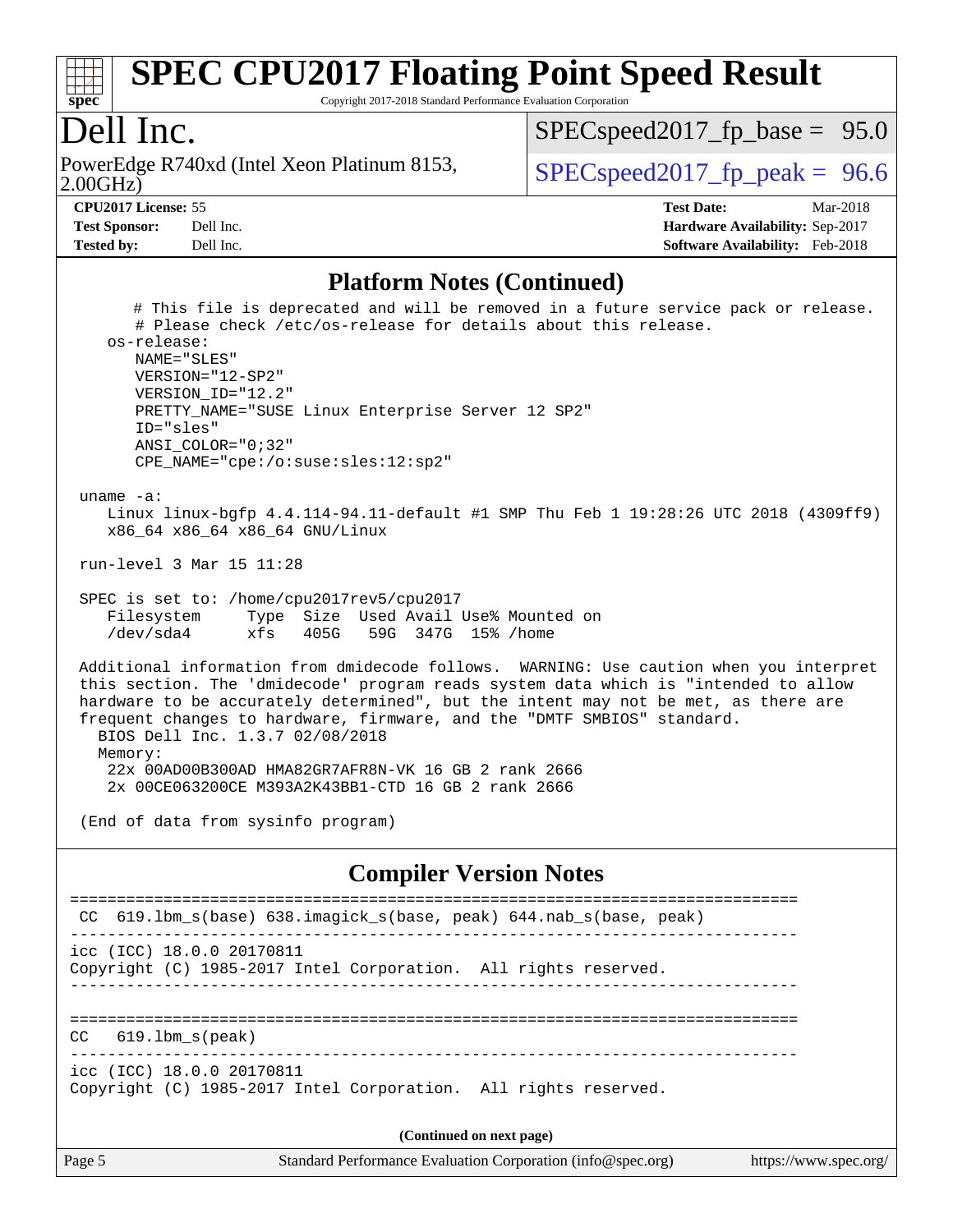## Platform Notes (Continued)

```
      # This file is deprecated and will be removed in a future service pack or release.
      # Please check /etc/os-release for details about this release.
   os-release:
      NAME="SLES"
      VERSION="12-SP2"
      VERSION_ID="12.2"
      PRETTY_NAME="SUSE Linux Enterprise Server 12 SP2"
      ID="sles"
      ANSI_COLOR="0;32"
      CPE_NAME="cpe:/o:suse:sles:12:sp2"

 uname -a:
    Linux linux-bgfp 4.4.114-94.11-default #1 SMP Thu Feb 1 19:28:26 UTC 2018 (4309ff9)
    x86_64 x86_64 x86_64 GNU/Linux

 run-level 3 Mar 15 11:28

 SPEC is set to: /home/cpu2017rev5/cpu2017
    Filesystem     Type  Size  Used Avail Use% Mounted on
    /dev/sda4      xfs   405G   59G  347G  15% /home

 Additional information from dmidecode follows.  WARNING: Use caution when you interpret
 this section. The 'dmidecode' program reads system data which is "intended to allow
 hardware to be accurately determined", but the intent may not be met, as there are
 frequent changes to hardware, firmware, and the "DMTF SMBIOS" standard.
   BIOS Dell Inc. 1.3.7 02/08/2018
   Memory:
    22x 00AD00B300AD HMA82GR7AFR8N-VK 16 GB 2 rank 2666
    2x 00CE063200CE M393A2K43BB1-CTD 16 GB 2 rank 2666

 (End of data from sysinfo program)
```

## Compiler Version Notes

```
==============================================================================
 CC  619.lbm_s(base) 638.imagick_s(base, peak) 644.nab_s(base, peak)
------------------------------------------------------------------------------
icc (ICC) 18.0.0 20170811
Copyright (C) 1985-2017 Intel Corporation.  All rights reserved.
------------------------------------------------------------------------------

==============================================================================
CC   619.lbm_s(peak)
------------------------------------------------------------------------------
icc (ICC) 18.0.0 20170811
Copyright (C) 1985-2017 Intel Corporation.  All rights reserved.
```

(Continued on next page)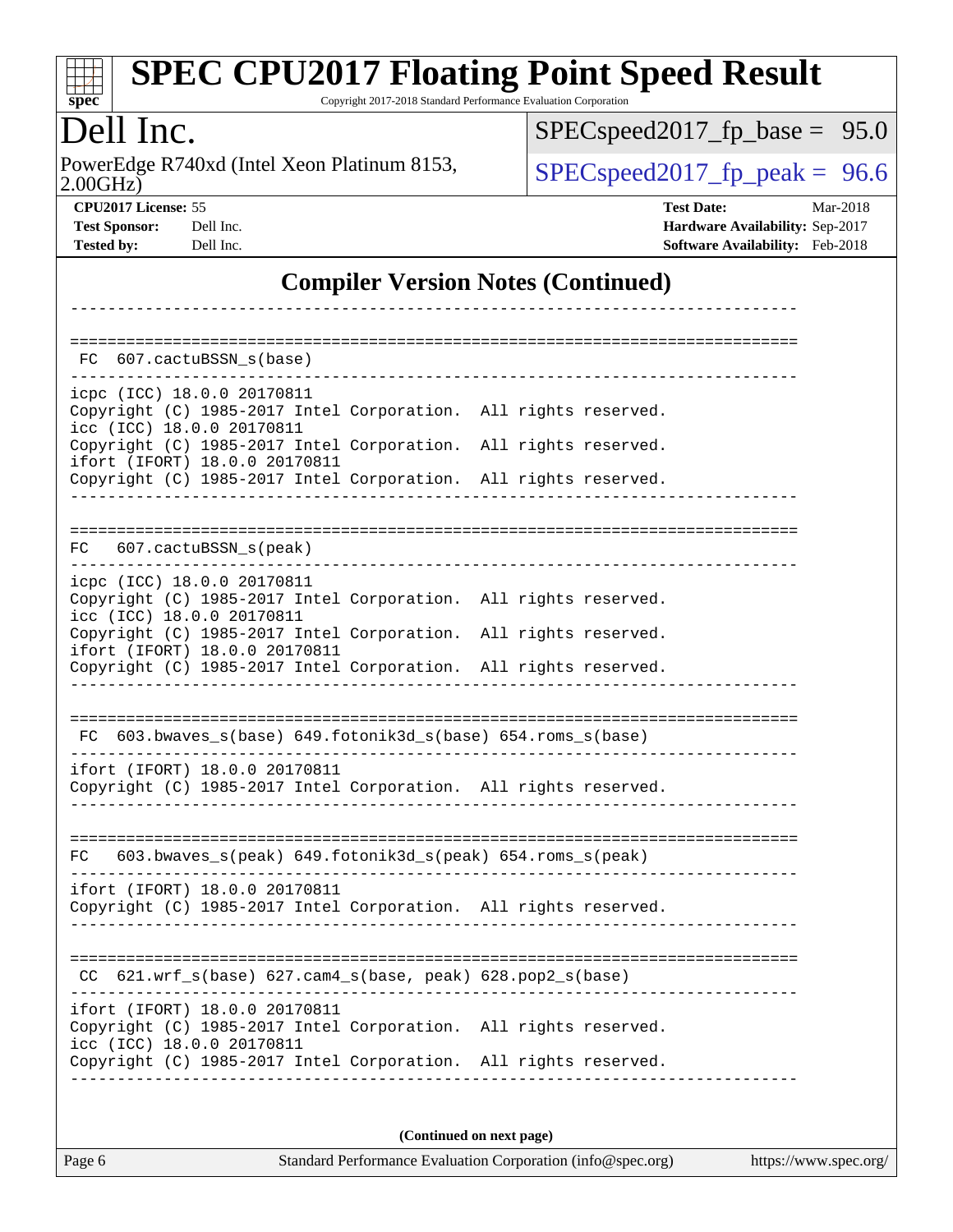## Compiler Version Notes (Continued)

```
------------------------------------------------------------------------------

==============================================================================
 FC  607.cactuBSSN_s(base)
------------------------------------------------------------------------------
icpc (ICC) 18.0.0 20170811
Copyright (C) 1985-2017 Intel Corporation.  All rights reserved.
icc (ICC) 18.0.0 20170811
Copyright (C) 1985-2017 Intel Corporation.  All rights reserved.
ifort (IFORT) 18.0.0 20170811
Copyright (C) 1985-2017 Intel Corporation.  All rights reserved.
------------------------------------------------------------------------------

==============================================================================
FC   607.cactuBSSN_s(peak)
------------------------------------------------------------------------------
icpc (ICC) 18.0.0 20170811
Copyright (C) 1985-2017 Intel Corporation.  All rights reserved.
icc (ICC) 18.0.0 20170811
Copyright (C) 1985-2017 Intel Corporation.  All rights reserved.
ifort (IFORT) 18.0.0 20170811
Copyright (C) 1985-2017 Intel Corporation.  All rights reserved.
------------------------------------------------------------------------------

==============================================================================
 FC  603.bwaves_s(base) 649.fotonik3d_s(base) 654.roms_s(base)
------------------------------------------------------------------------------
ifort (IFORT) 18.0.0 20170811
Copyright (C) 1985-2017 Intel Corporation.  All rights reserved.
------------------------------------------------------------------------------

==============================================================================
FC   603.bwaves_s(peak) 649.fotonik3d_s(peak) 654.roms_s(peak)
------------------------------------------------------------------------------
ifort (IFORT) 18.0.0 20170811
Copyright (C) 1985-2017 Intel Corporation.  All rights reserved.
------------------------------------------------------------------------------

==============================================================================
 CC  621.wrf_s(base) 627.cam4_s(base, peak) 628.pop2_s(base)
------------------------------------------------------------------------------
ifort (IFORT) 18.0.0 20170811
Copyright (C) 1985-2017 Intel Corporation.  All rights reserved.
icc (ICC) 18.0.0 20170811
Copyright (C) 1985-2017 Intel Corporation.  All rights reserved.
------------------------------------------------------------------------------
```

**(Continued on next page)**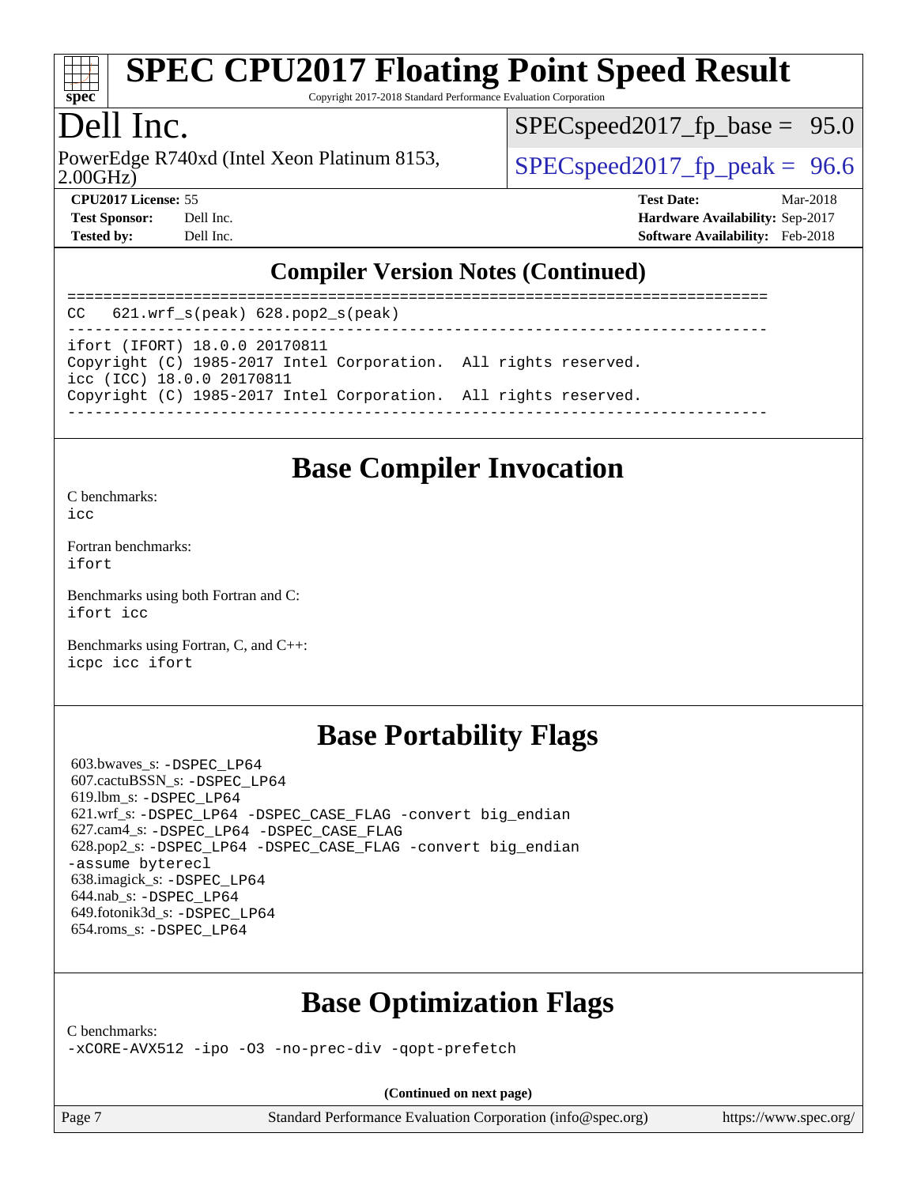## Compiler Version Notes (Continued)

```
==============================================================================
CC  621.wrf_s(peak) 628.pop2_s(peak)
------------------------------------------------------------------------------
ifort (IFORT) 18.0.0 20170811
Copyright (C) 1985-2017 Intel Corporation.  All rights reserved.
icc (ICC) 18.0.0 20170811
Copyright (C) 1985-2017 Intel Corporation.  All rights reserved.
------------------------------------------------------------------------------
```

## Base Compiler Invocation

C benchmarks:
icc

Fortran benchmarks:
ifort

Benchmarks using both Fortran and C:
ifort icc

Benchmarks using Fortran, C, and C++:
icpc icc ifort

## Base Portability Flags

603.bwaves_s: -DSPEC_LP64
607.cactuBSSN_s: -DSPEC_LP64
619.lbm_s: -DSPEC_LP64
621.wrf_s: -DSPEC_LP64 -DSPEC_CASE_FLAG -convert big_endian
627.cam4_s: -DSPEC_LP64 -DSPEC_CASE_FLAG
628.pop2_s: -DSPEC_LP64 -DSPEC_CASE_FLAG -convert big_endian -assume byterecl
638.imagick_s: -DSPEC_LP64
644.nab_s: -DSPEC_LP64
649.fotonik3d_s: -DSPEC_LP64
654.roms_s: -DSPEC_LP64

## Base Optimization Flags

C benchmarks:
-xCORE-AVX512 -ipo -O3 -no-prec-div -qopt-prefetch

(Continued on next page)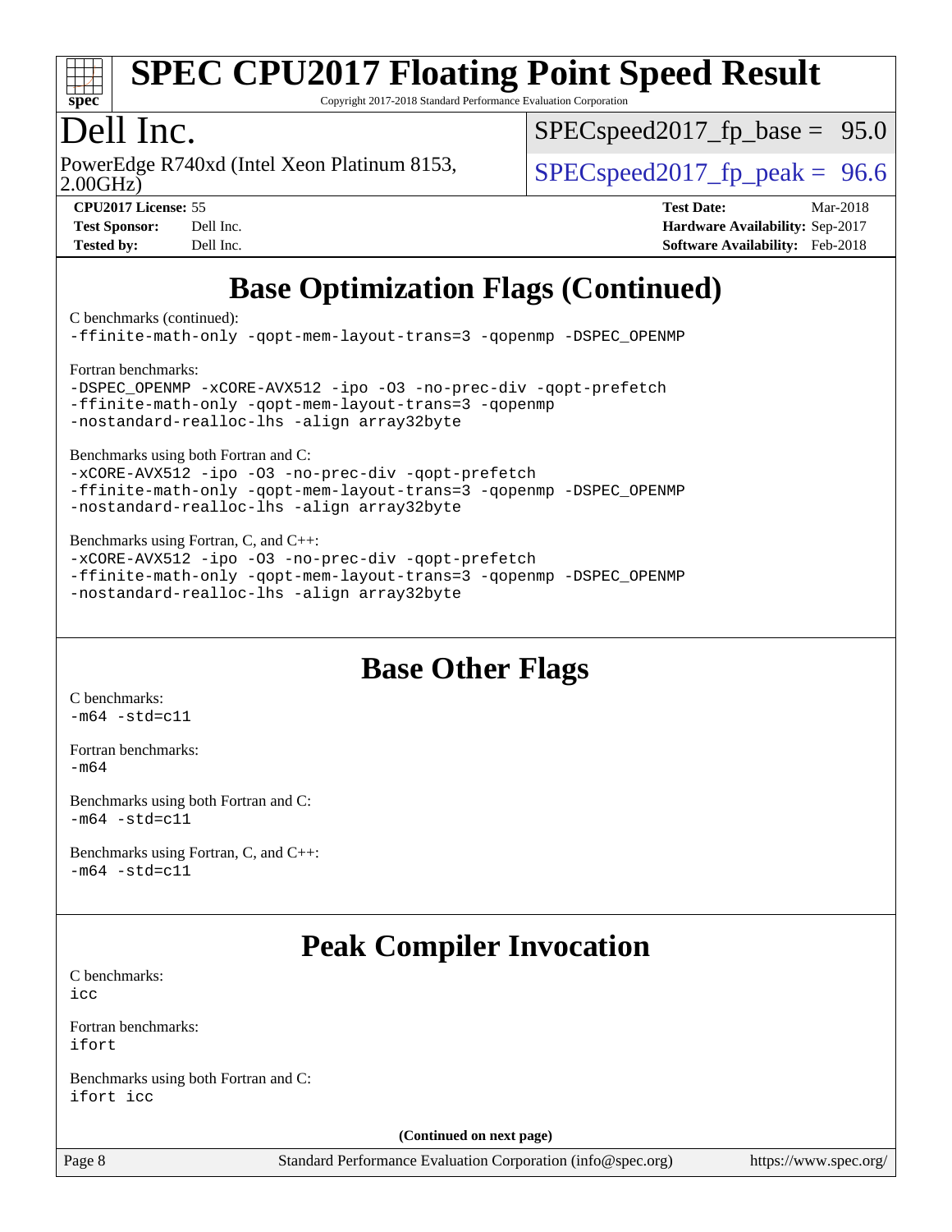## Base Optimization Flags (Continued)

C benchmarks (continued):
```
-ffinite-math-only -qopt-mem-layout-trans=3 -qopenmp -DSPEC_OPENMP
```

Fortran benchmarks:
```
-DSPEC_OPENMP -xCORE-AVX512 -ipo -O3 -no-prec-div -qopt-prefetch
-ffinite-math-only -qopt-mem-layout-trans=3 -qopenmp
-nostandard-realloc-lhs -align array32byte
```

Benchmarks using both Fortran and C:
```
-xCORE-AVX512 -ipo -O3 -no-prec-div -qopt-prefetch
-ffinite-math-only -qopt-mem-layout-trans=3 -qopenmp -DSPEC_OPENMP
-nostandard-realloc-lhs -align array32byte
```

Benchmarks using Fortran, C, and C++:
```
-xCORE-AVX512 -ipo -O3 -no-prec-div -qopt-prefetch
-ffinite-math-only -qopt-mem-layout-trans=3 -qopenmp -DSPEC_OPENMP
-nostandard-realloc-lhs -align array32byte
```

## Base Other Flags

C benchmarks:
```
-m64 -std=c11
```

Fortran benchmarks:
```
-m64
```

Benchmarks using both Fortran and C:
```
-m64 -std=c11
```

Benchmarks using Fortran, C, and C++:
```
-m64 -std=c11
```

## Peak Compiler Invocation

C benchmarks:
```
icc
```

Fortran benchmarks:
```
ifort
```

Benchmarks using both Fortran and C:
```
ifort icc
```

**(Continued on next page)**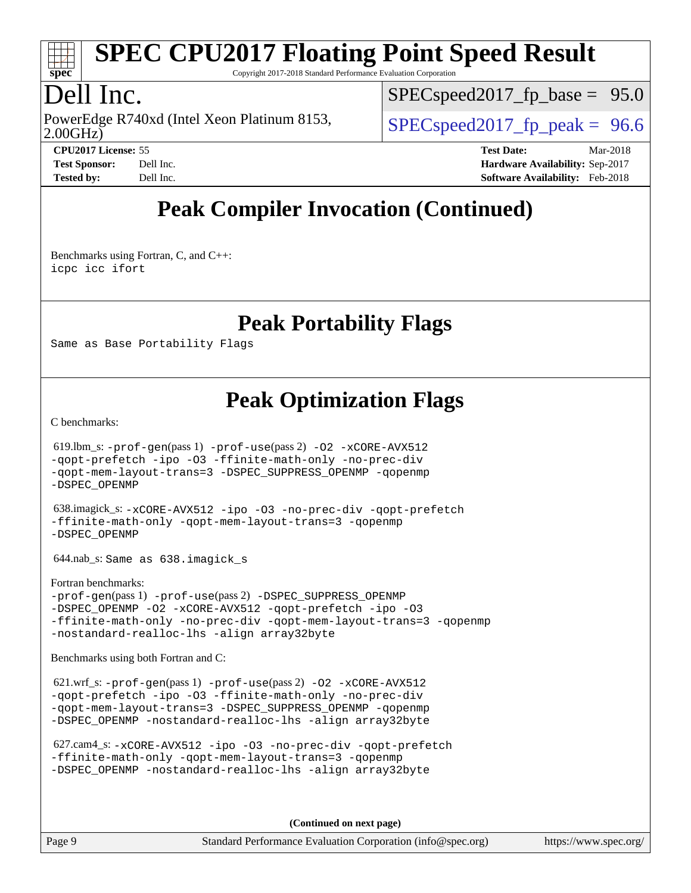# SPEC CPU2017 Floating Point Speed Result

Copyright 2017-2018 Standard Performance Evaluation Corporation

# Dell Inc.

PowerEdge R740xd (Intel Xeon Platinum 8153, 2.00GHz)

SPECspeed2017_fp_base = 95.0

SPECspeed2017_fp_peak = 96.6

| | | | |
|---|---|---|---|
| **CPU2017 License:** | 55 | **Test Date:** | Mar-2018 |
| **Test Sponsor:** | Dell Inc. | **Hardware Availability:** | Sep-2017 |
| **Tested by:** | Dell Inc. | **Software Availability:** | Feb-2018 |

## Peak Compiler Invocation (Continued)

Benchmarks using Fortran, C, and C++:
`icpc icc ifort`

## Peak Portability Flags

`Same as Base Portability Flags`

## Peak Optimization Flags

C benchmarks:

619.lbm_s: `-prof-gen`(pass 1) `-prof-use`(pass 2) `-O2 -xCORE-AVX512 -qopt-prefetch -ipo -O3 -ffinite-math-only -no-prec-div -qopt-mem-layout-trans=3 -DSPEC_SUPPRESS_OPENMP -qopenmp -DSPEC_OPENMP`

638.imagick_s: `-xCORE-AVX512 -ipo -O3 -no-prec-div -qopt-prefetch -ffinite-math-only -qopt-mem-layout-trans=3 -qopenmp -DSPEC_OPENMP`

644.nab_s: `Same as 638.imagick_s`

Fortran benchmarks:
`-prof-gen`(pass 1) `-prof-use`(pass 2) `-DSPEC_SUPPRESS_OPENMP -DSPEC_OPENMP -O2 -xCORE-AVX512 -qopt-prefetch -ipo -O3 -ffinite-math-only -no-prec-div -qopt-mem-layout-trans=3 -qopenmp -nostandard-realloc-lhs -align array32byte`

Benchmarks using both Fortran and C:

621.wrf_s: `-prof-gen`(pass 1) `-prof-use`(pass 2) `-O2 -xCORE-AVX512 -qopt-prefetch -ipo -O3 -ffinite-math-only -no-prec-div -qopt-mem-layout-trans=3 -DSPEC_SUPPRESS_OPENMP -qopenmp -DSPEC_OPENMP -nostandard-realloc-lhs -align array32byte`

627.cam4_s: `-xCORE-AVX512 -ipo -O3 -no-prec-div -qopt-prefetch -ffinite-math-only -qopt-mem-layout-trans=3 -qopenmp -DSPEC_OPENMP -nostandard-realloc-lhs -align array32byte`

**(Continued on next page)**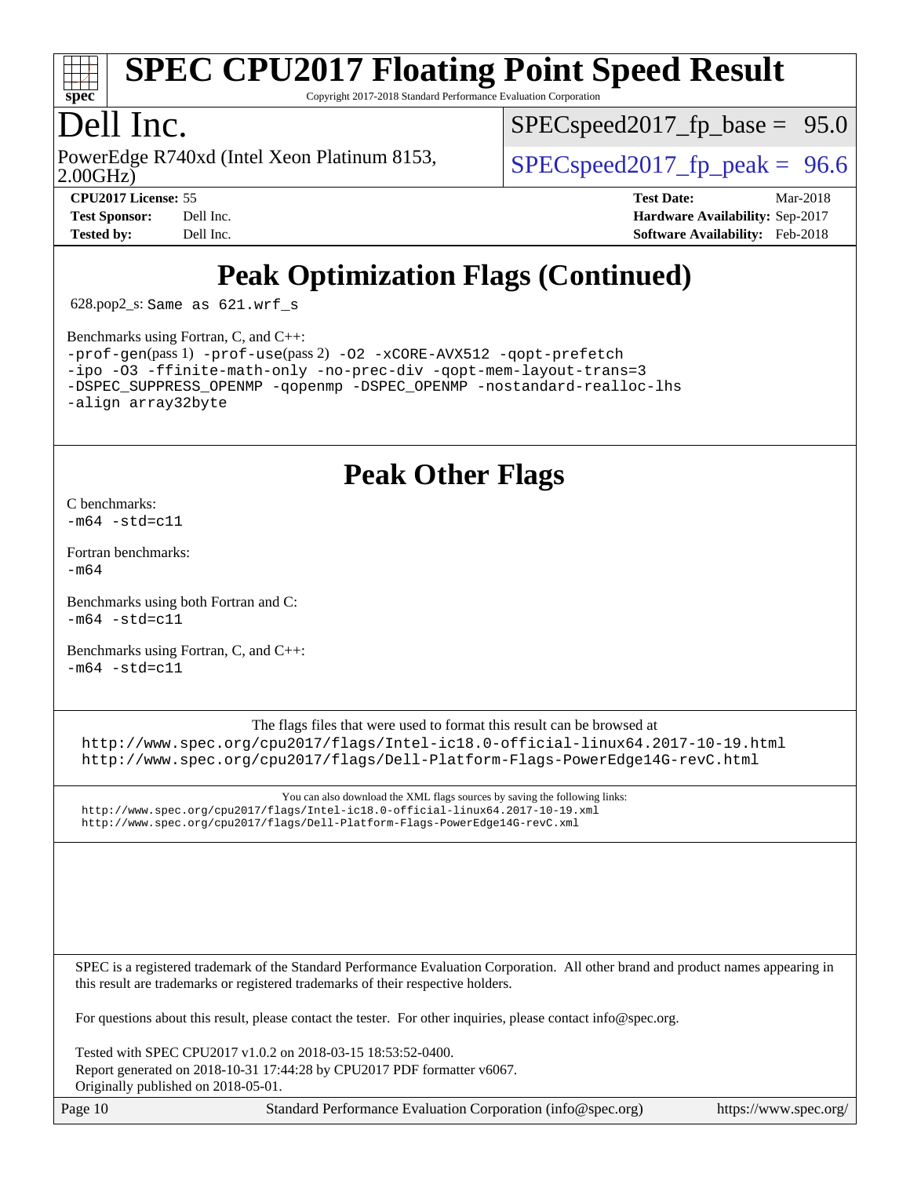## Peak Optimization Flags (Continued)

628.pop2_s: Same as 621.wrf_s

Benchmarks using Fortran, C, and C++:
-prof-gen(pass 1) -prof-use(pass 2) -O2 -xCORE-AVX512 -qopt-prefetch
-ipo -O3 -ffinite-math-only -no-prec-div -qopt-mem-layout-trans=3
-DSPEC_SUPPRESS_OPENMP -qopenmp -DSPEC_OPENMP -nostandard-realloc-lhs
-align array32byte

## Peak Other Flags

C benchmarks:
-m64 -std=c11

Fortran benchmarks:
-m64

Benchmarks using both Fortran and C:
-m64 -std=c11

Benchmarks using Fortran, C, and C++:
-m64 -std=c11

The flags files that were used to format this result can be browsed at
http://www.spec.org/cpu2017/flags/Intel-ic18.0-official-linux64.2017-10-19.html
http://www.spec.org/cpu2017/flags/Dell-Platform-Flags-PowerEdge14G-revC.html

You can also download the XML flags sources by saving the following links:
http://www.spec.org/cpu2017/flags/Intel-ic18.0-official-linux64.2017-10-19.xml
http://www.spec.org/cpu2017/flags/Dell-Platform-Flags-PowerEdge14G-revC.xml

SPEC is a registered trademark of the Standard Performance Evaluation Corporation. All other brand and product names appearing in this result are trademarks or registered trademarks of their respective holders.

For questions about this result, please contact the tester. For other inquiries, please contact info@spec.org.

Tested with SPEC CPU2017 v1.0.2 on 2018-03-15 18:53:52-0400.
Report generated on 2018-10-31 17:44:28 by CPU2017 PDF formatter v6067.
Originally published on 2018-05-01.